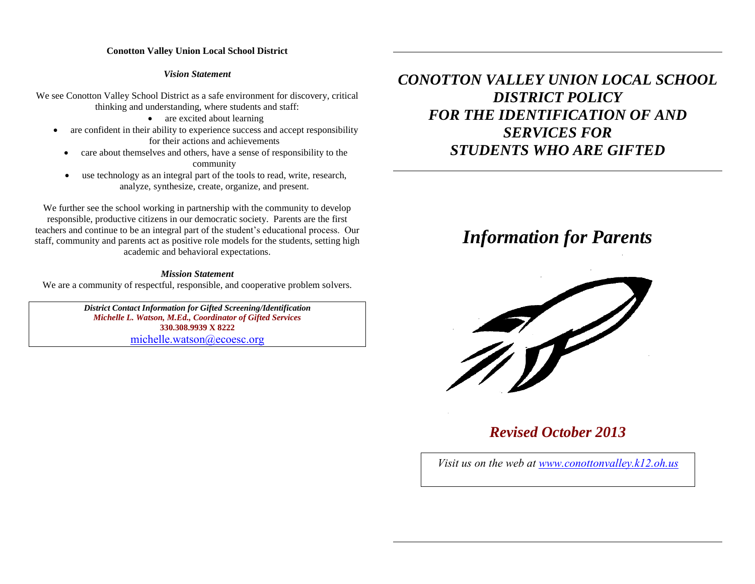**Conotton Valley Union Local School District**

*Vision Statement*

We see Conotton Valley School District as a safe environment for discovery, critical thinking and understanding, where students and staff:

- are excited about learning
- are confident in their ability to experience success and accept responsibility for their actions and achievements
- care about themselves and others, have a sense of responsibility to the community
- use technology as an integral part of the tools to read, write, research, analyze, synthesize, create, organize, and present.

We further see the school working in partnership with the community to develop responsible, productive citizens in our democratic society. Parents are the first teachers and continue to be an integral part of the student's educational process. Our staff, community and parents act as positive role models for the students, setting high academic and behavioral expectations.

***Mission Statement***

We are a community of respectful, responsible, and cooperative problem solvers.

***District Contact Information for Gifted Screening/Identification***
***Michelle L. Watson, M.Ed., Coordinator of Gifted Services***
**330.308.9939 X 8222**
michelle.watson@ecoesc.org

# *CONOTTON VALLEY UNION LOCAL SCHOOL DISTRICT POLICY FOR THE IDENTIFICATION OF AND SERVICES FOR STUDENTS WHO ARE GIFTED*

## *Information for Parents*

### *Revised October 2013*

*Visit us on the web at www.conottonvalley.k12.oh.us*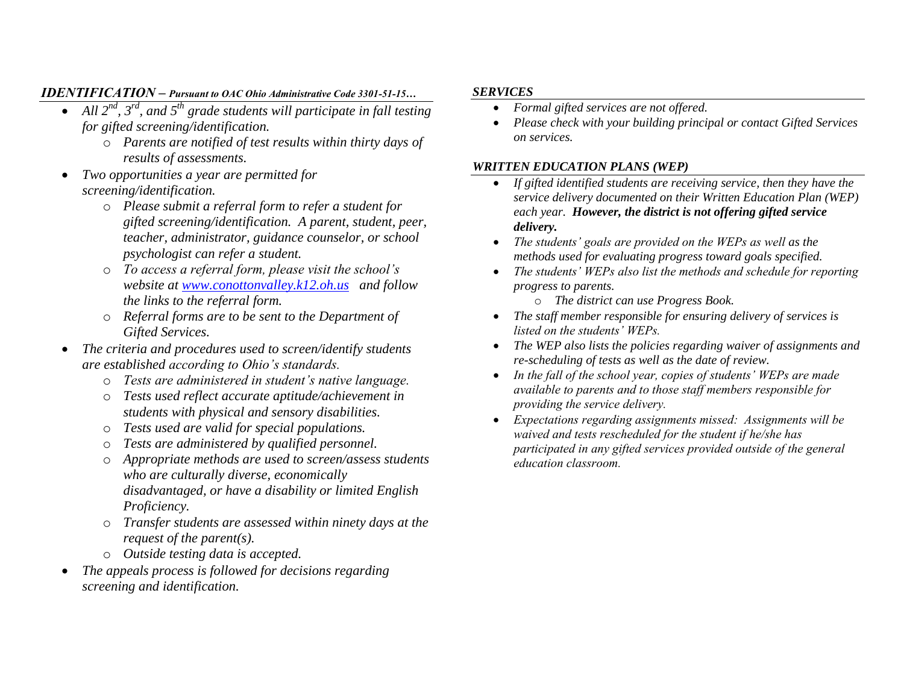### *IDENTIFICATION – Pursuant to OAC Ohio Administrative Code 3301-51-15…*

- *All 2nd, 3rd, and 5th grade students will participate in fall testing for gifted screening/identification.*
  - *Parents are notified of test results within thirty days of results of assessments.*
- *Two opportunities a year are permitted for screening/identification.*
  - *Please submit a referral form to refer a student for gifted screening/identification. A parent, student, peer, teacher, administrator, guidance counselor, or school psychologist can refer a student.*
  - *To access a referral form, please visit the school's website at [www.conottonvalley.k12.oh.us](http://www.conottonvalley.k12.oh.us) and follow the links to the referral form.*
  - *Referral forms are to be sent to the Department of Gifted Services.*
- *The criteria and procedures used to screen/identify students are established according to Ohio's standards.*
  - *Tests are administered in student's native language.*
  - *Tests used reflect accurate aptitude/achievement in students with physical and sensory disabilities.*
  - *Tests used are valid for special populations.*
  - *Tests are administered by qualified personnel.*
  - *Appropriate methods are used to screen/assess students who are culturally diverse, economically disadvantaged, or have a disability or limited English Proficiency.*
  - *Transfer students are assessed within ninety days at the request of the parent(s).*
  - *Outside testing data is accepted.*
- *The appeals process is followed for decisions regarding screening and identification.*

### *SERVICES*

- *Formal gifted services are not offered.*
- *Please check with your building principal or contact Gifted Services on services.*

### *WRITTEN EDUCATION PLANS (WEP)*

- *If gifted identified students are receiving service, then they have the service delivery documented on their Written Education Plan (WEP) each year.* ***However, the district is not offering gifted service delivery.***
- *The students' goals are provided on the WEPs as well as the methods used for evaluating progress toward goals specified.*
- *The students' WEPs also list the methods and schedule for reporting progress to parents.*
  - *The district can use Progress Book.*
- *The staff member responsible for ensuring delivery of services is listed on the students' WEPs.*
- *The WEP also lists the policies regarding waiver of assignments and re-scheduling of tests as well as the date of review.*
- *In the fall of the school year, copies of students' WEPs are made available to parents and to those staff members responsible for providing the service delivery.*
- *Expectations regarding assignments missed: Assignments will be waived and tests rescheduled for the student if he/she has participated in any gifted services provided outside of the general education classroom.*